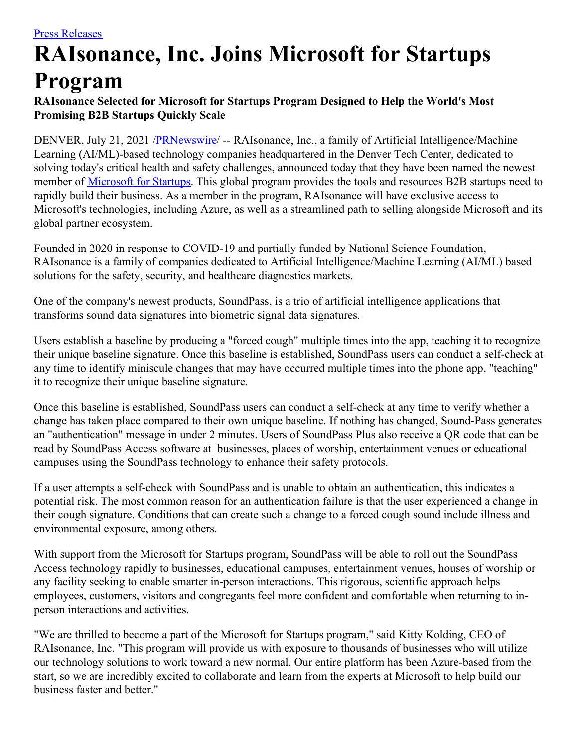[Press Releases]

# RAIsonance, Inc. Joins Microsoft for Startups Program

**RAIsonance Selected for Microsoft for Startups Program Designed to Help the World's Most Promising B2B Startups Quickly Scale**

DENVER, July 21, 2021 /PRNewswire/ -- RAIsonance, Inc., a family of Artificial Intelligence/Machine Learning (AI/ML)-based technology companies headquartered in the Denver Tech Center, dedicated to solving today's critical health and safety challenges, announced today that they have been named the newest member of Microsoft for Startups. This global program provides the tools and resources B2B startups need to rapidly build their business. As a member in the program, RAIsonance will have exclusive access to Microsoft's technologies, including Azure, as well as a streamlined path to selling alongside Microsoft and its global partner ecosystem.

Founded in 2020 in response to COVID-19 and partially funded by National Science Foundation, RAIsonance is a family of companies dedicated to Artificial Intelligence/Machine Learning (AI/ML) based solutions for the safety, security, and healthcare diagnostics markets.

One of the company's newest products, SoundPass, is a trio of artificial intelligence applications that transforms sound data signatures into biometric signal data signatures.

Users establish a baseline by producing a "forced cough" multiple times into the app, teaching it to recognize their unique baseline signature. Once this baseline is established, SoundPass users can conduct a self-check at any time to identify miniscule changes that may have occurred multiple times into the phone app, "teaching" it to recognize their unique baseline signature.

Once this baseline is established, SoundPass users can conduct a self-check at any time to verify whether a change has taken place compared to their own unique baseline. If nothing has changed, Sound-Pass generates an "authentication" message in under 2 minutes. Users of SoundPass Plus also receive a QR code that can be read by SoundPass Access software at businesses, places of worship, entertainment venues or educational campuses using the SoundPass technology to enhance their safety protocols.

If a user attempts a self-check with SoundPass and is unable to obtain an authentication, this indicates a potential risk. The most common reason for an authentication failure is that the user experienced a change in their cough signature. Conditions that can create such a change to a forced cough sound include illness and environmental exposure, among others.

With support from the Microsoft for Startups program, SoundPass will be able to roll out the SoundPass Access technology rapidly to businesses, educational campuses, entertainment venues, houses of worship or any facility seeking to enable smarter in-person interactions. This rigorous, scientific approach helps employees, customers, visitors and congregants feel more confident and comfortable when returning to in-person interactions and activities.

"We are thrilled to become a part of the Microsoft for Startups program," said Kitty Kolding, CEO of RAIsonance, Inc. "This program will provide us with exposure to thousands of businesses who will utilize our technology solutions to work toward a new normal. Our entire platform has been Azure-based from the start, so we are incredibly excited to collaborate and learn from the experts at Microsoft to help build our business faster and better."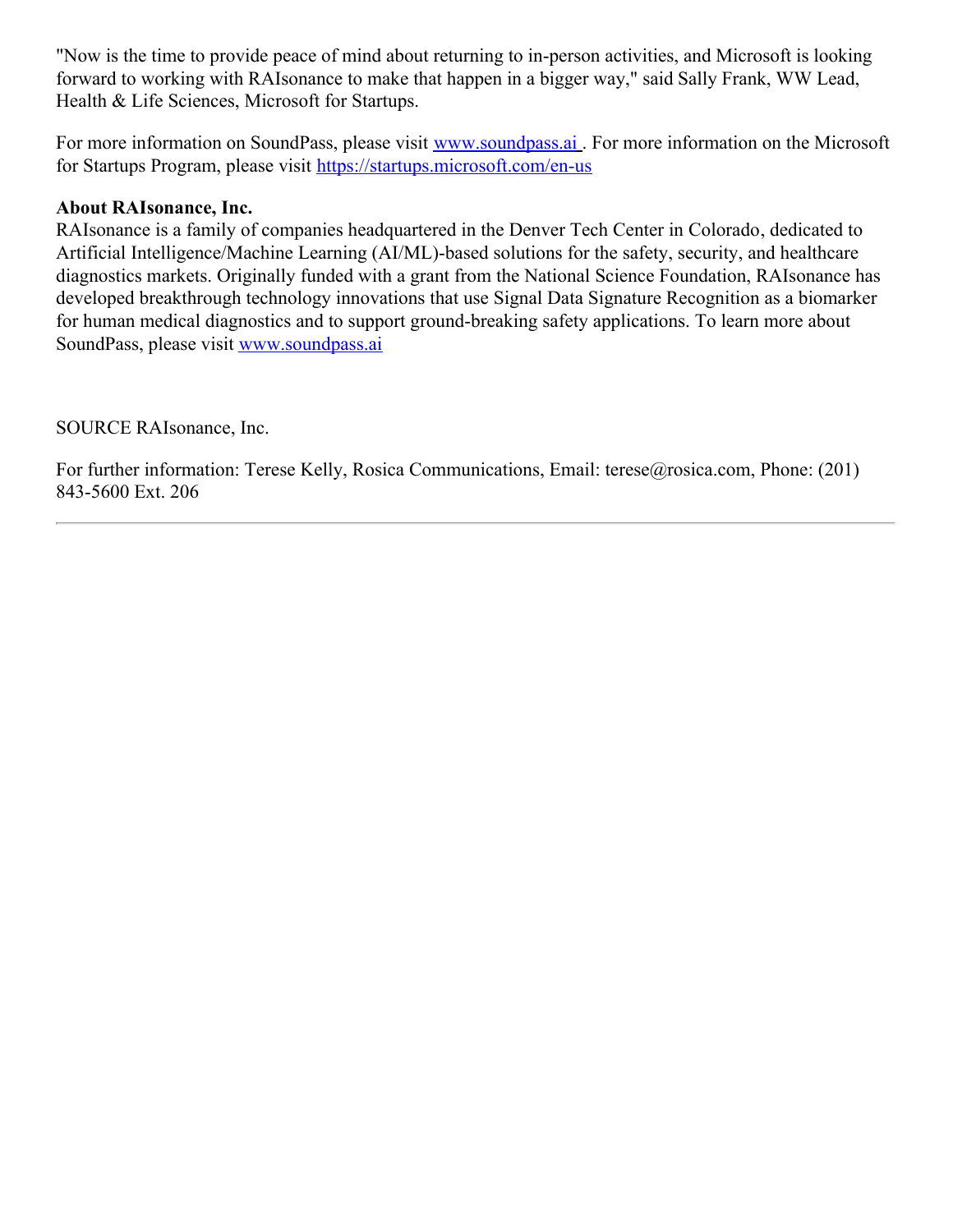"Now is the time to provide peace of mind about returning to in-person activities, and Microsoft is looking forward to working with RAIsonance to make that happen in a bigger way," said Sally Frank, WW Lead, Health & Life Sciences, Microsoft for Startups.

For more information on SoundPass, please visit [www.soundpass.ai](www.soundpass.ai) . For more information on the Microsoft for Startups Program, please visit [https://startups.microsoft.com/en-us](https://startups.microsoft.com/en-us)

**About RAIsonance, Inc.**
RAIsonance is a family of companies headquartered in the Denver Tech Center in Colorado, dedicated to Artificial Intelligence/Machine Learning (AI/ML)-based solutions for the safety, security, and healthcare diagnostics markets. Originally funded with a grant from the National Science Foundation, RAIsonance has developed breakthrough technology innovations that use Signal Data Signature Recognition as a biomarker for human medical diagnostics and to support ground-breaking safety applications. To learn more about SoundPass, please visit [www.soundpass.ai](www.soundpass.ai)

SOURCE RAIsonance, Inc.

For further information: Terese Kelly, Rosica Communications, Email: terese@rosica.com, Phone: (201) 843-5600 Ext. 206

---